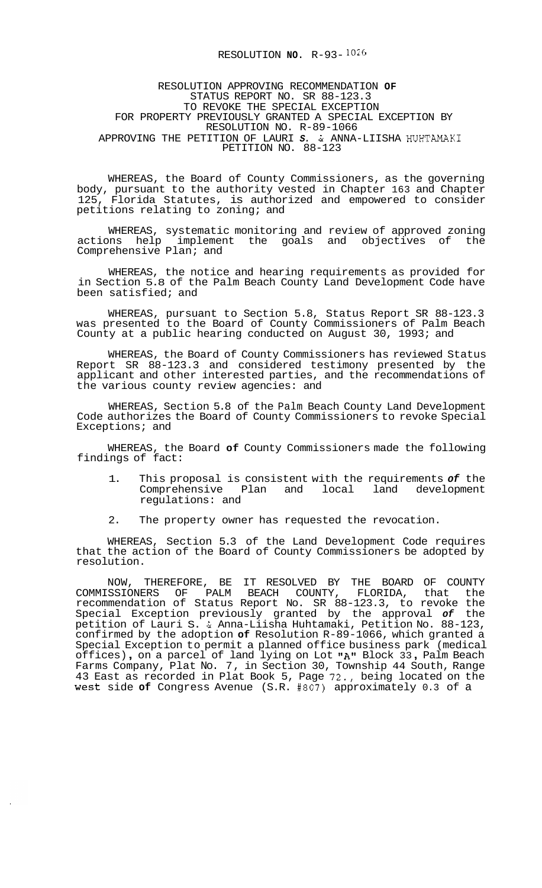RESOLUTION **NO.** R-93-1026

RESOLUTION APPROVING RECOMMENDATION **OF** STATUS REPORT NO. SR 88-123.3 TO REVOKE THE SPECIAL EXCEPTION FOR PROPERTY PREVIOUSLY GRANTED A SPECIAL EXCEPTION BY RESOLUTION NO. R-89-1066 APPROVING THE PETITION OF LAURI ***S.*** & ANNA-LIISHA HUHTAMAKI PETITION NO. 88-123

WHEREAS, the Board of County Commissioners, as the governing body, pursuant to the authority vested in Chapter 163 and Chapter 125, Florida Statutes, is authorized and empowered to consider petitions relating to zoning; and

WHEREAS, systematic monitoring and review of approved zoning actions help implement the goals and objectives of the Comprehensive Plan; and

WHEREAS, the notice and hearing requirements as provided for in Section 5.8 of the Palm Beach County Land Development Code have been satisfied; and

WHEREAS, pursuant to Section 5.8, Status Report SR 88-123.3 was presented to the Board of County Commissioners of Palm Beach County at a public hearing conducted on August 30, 1993; and

WHEREAS, the Board of County Commissioners has reviewed Status Report SR 88-123.3 and considered testimony presented by the applicant and other interested parties, and the recommendations of the various county review agencies: and

WHEREAS, Section 5.8 of the Palm Beach County Land Development Code authorizes the Board of County Commissioners to revoke Special Exceptions; and

WHEREAS, the Board **of** County Commissioners made the following findings of fact:

1. This proposal is consistent with the requirements ***of*** the Comprehensive Plan and local land development regulations: and
2. The property owner has requested the revocation.

WHEREAS, Section 5.3 of the Land Development Code requires that the action of the Board of County Commissioners be adopted by resolution.

NOW, THEREFORE, BE IT RESOLVED BY THE BOARD OF COUNTY COMMISSIONERS OF PALM BEACH COUNTY, FLORIDA, that the recommendation of Status Report No. SR 88-123.3, to revoke the Special Exception previously granted by the approval ***of*** the petition of Lauri S. & Anna-Liisha Huhtamaki, Petition No. 88-123, confirmed by the adoption **of** Resolution R-89-1066, which granted a Special Exception to permit a planned office business park (medical offices), on a parcel of land lying on Lot "A" Block 33, Palm Beach Farms Company, Plat No. 7, in Section 30, Township 44 South, Range 43 East as recorded in Plat Book 5, Page 72., being located on the west side **of** Congress Avenue (S.R. #807) approximately 0.3 of a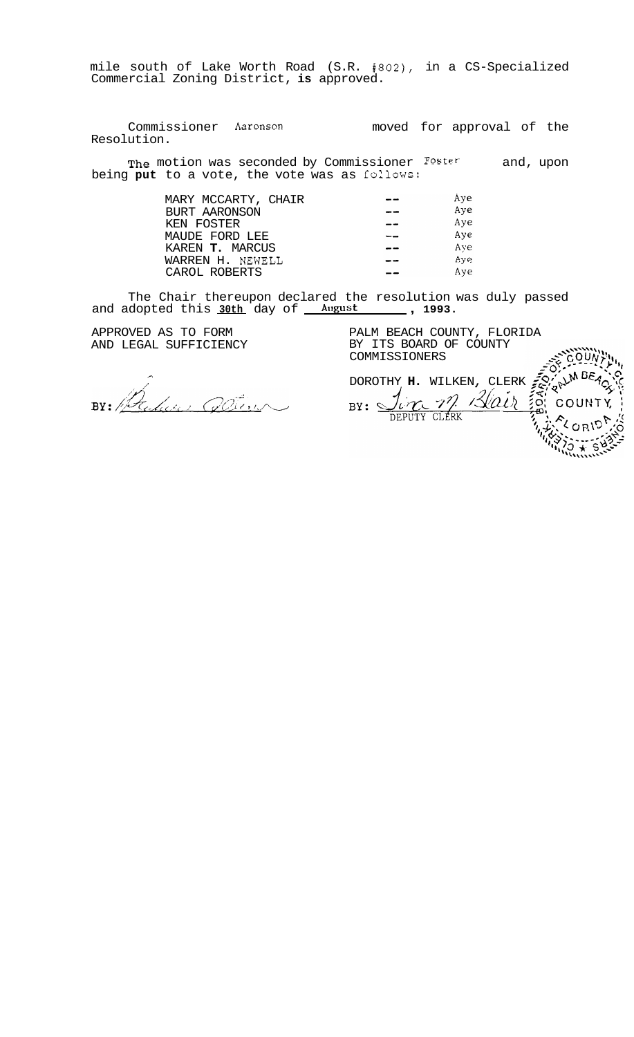mile south of Lake Worth Road (S.R. #802), in a CS-Specialized Commercial Zoning District, **is** approved.

Commissioner Aaronson moved for approval of the Resolution.

The motion was seconded by Commissioner Foster and, upon being **put** to a vote, the vote was as follows:

| | | |
|---|---|---|
| MARY MCCARTY, CHAIR | -- | Aye |
| BURT AARONSON | -- | Aye |
| KEN FOSTER | -- | Aye |
| MAUDE FORD LEE | -- | Aye |
| KAREN **T.** MARCUS | -- | Aye |
| WARREN H. NEWELL | -- | Aye |
| CAROL ROBERTS | -- | Aye |

The Chair thereupon declared the resolution was duly passed and adopted this **30th** day of August, **1993**.

APPROVED AS TO FORM
AND LEGAL SUFFICIENCY

BY: [signature]

PALM BEACH COUNTY, FLORIDA
BY ITS BOARD OF COUNTY
COMMISSIONERS

DOROTHY **H.** WILKEN, CLERK

BY: [signature]
DEPUTY CLERK